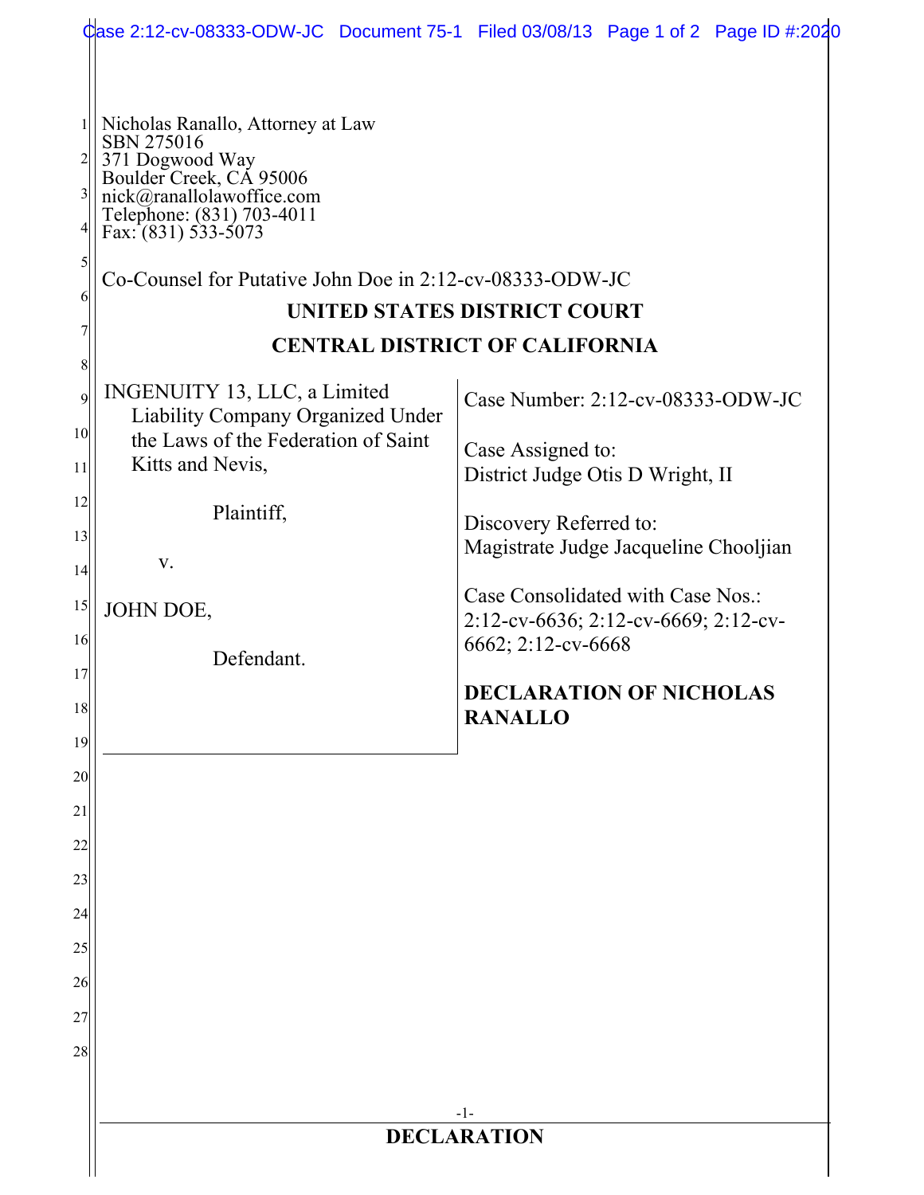Nicholas Ranallo, Attorney at Law
SBN 275016
371 Dogwood Way
Boulder Creek, CA 95006
nick@ranallolawoffice.com
Telephone: (831) 703-4011
Fax: (831) 533-5073

Co-Counsel for Putative John Doe in 2:12-cv-08333-ODW-JC

**UNITED STATES DISTRICT COURT**

**CENTRAL DISTRICT OF CALIFORNIA**

INGENUITY 13, LLC, a Limited Liability Company Organized Under the Laws of the Federation of Saint Kitts and Nevis,

Plaintiff,

v.

JOHN DOE,

Defendant.

Case Number: 2:12-cv-08333-ODW-JC

Case Assigned to:
District Judge Otis D Wright, II

Discovery Referred to:
Magistrate Judge Jacqueline Chooljian

Case Consolidated with Case Nos.:
2:12-cv-6636; 2:12-cv-6669; 2:12-cv-6662; 2:12-cv-6668

**DECLARATION OF NICHOLAS RANALLO**

**DECLARATION**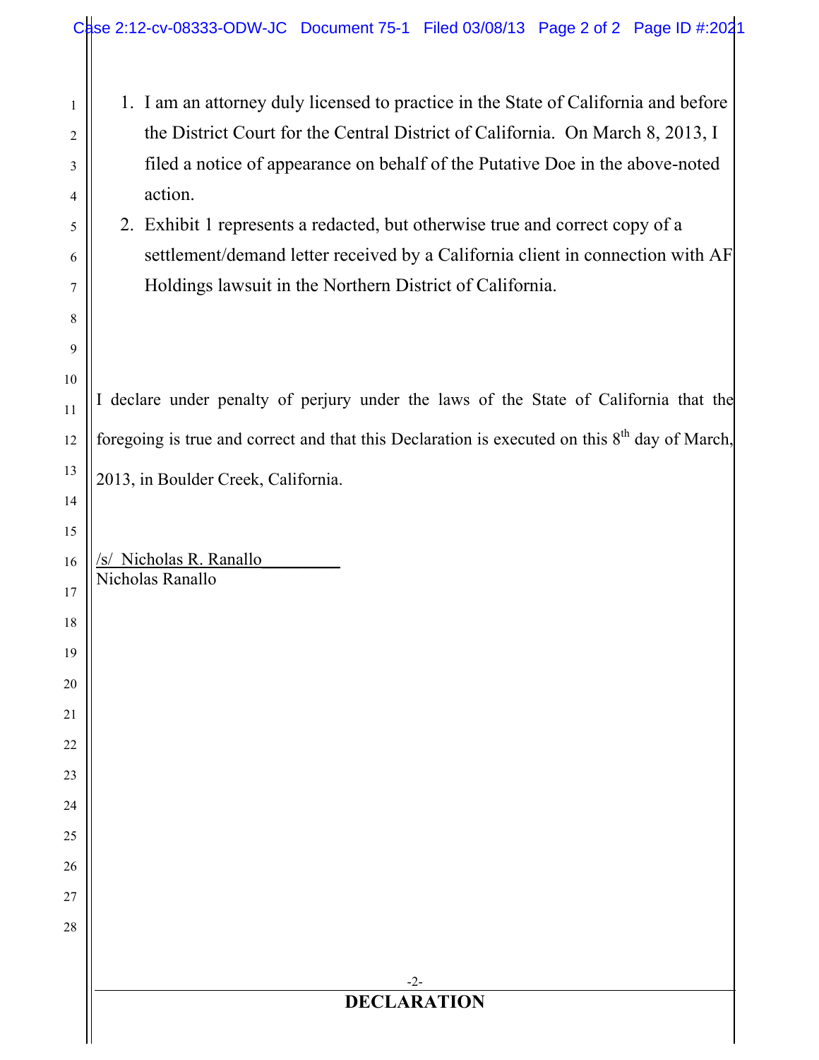1. I am an attorney duly licensed to practice in the State of California and before the District Court for the Central District of California. On March 8, 2013, I filed a notice of appearance on behalf of the Putative Doe in the above-noted action.
2. Exhibit 1 represents a redacted, but otherwise true and correct copy of a settlement/demand letter received by a California client in connection with AF Holdings lawsuit in the Northern District of California.

I declare under penalty of perjury under the laws of the State of California that the foregoing is true and correct and that this Declaration is executed on this 8th day of March, 2013, in Boulder Creek, California.

/s/ Nicholas R. Ranallo__________
Nicholas Ranallo

**DECLARATION**